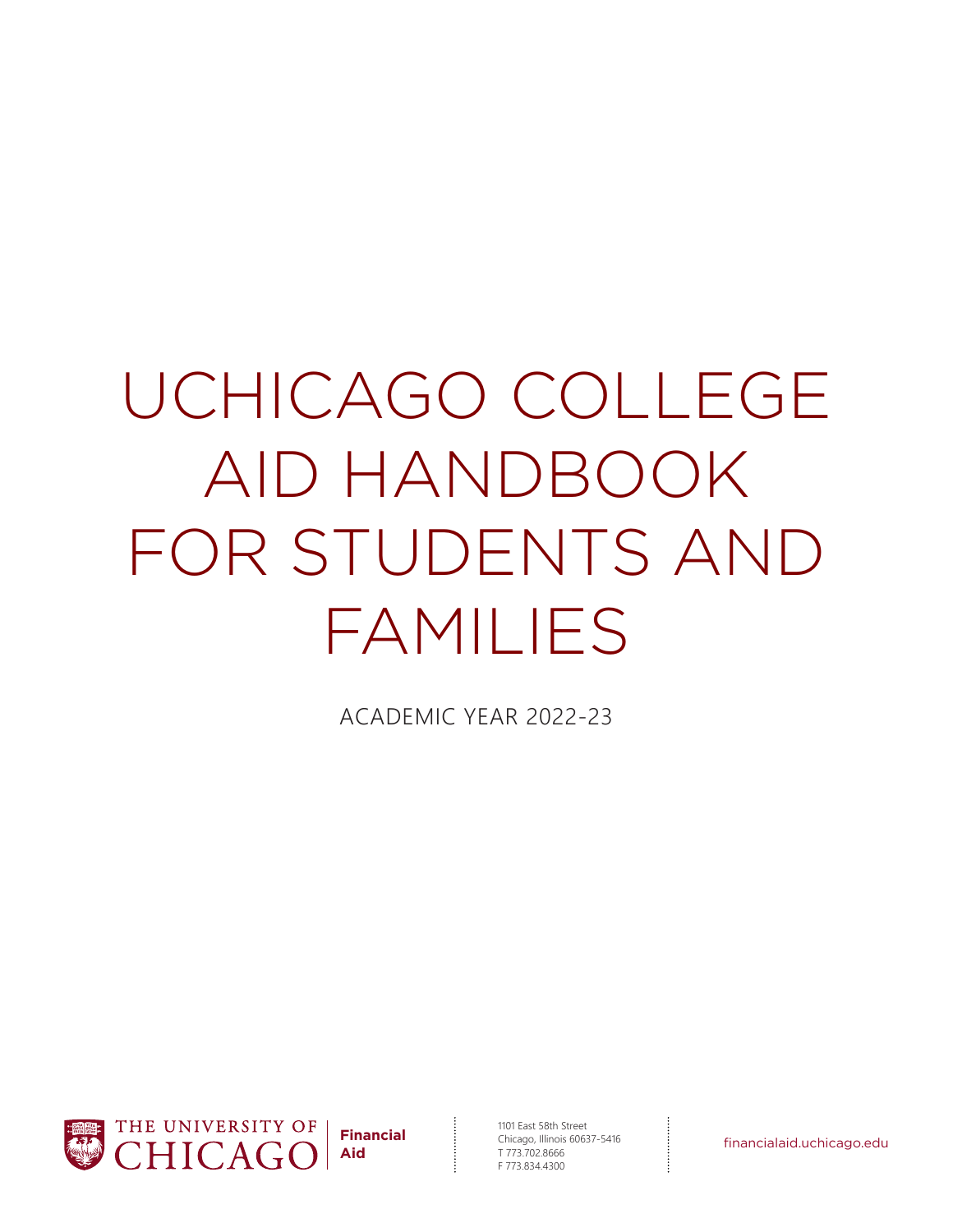# UCHICAGO COLLEGE AID HANDBOOK FOR STUDENTS AND FAMILIES

ACADEMIC YEAR 2022-23

THE UNIVERSITY OF CHICAGO | **Financial Aid**

1101 East 58th Street
Chicago, Illinois 60637-5416
T 773.702.8666
F 773.834.4300

financialaid.uchicago.edu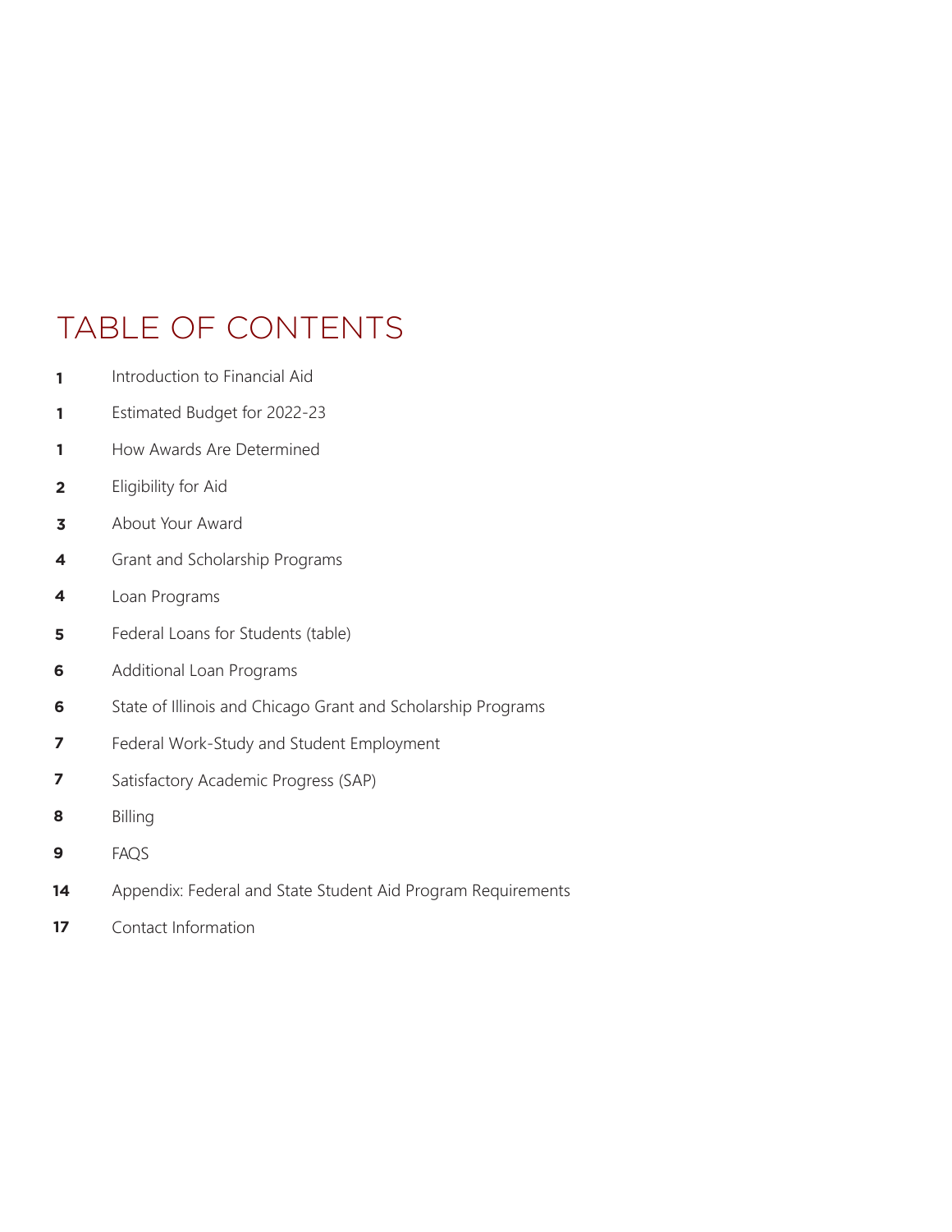# TABLE OF CONTENTS

| | |
|---|---|
| **1** | Introduction to Financial Aid |
| **1** | Estimated Budget for 2022-23 |
| **1** | How Awards Are Determined |
| **2** | Eligibility for Aid |
| **3** | About Your Award |
| **4** | Grant and Scholarship Programs |
| **4** | Loan Programs |
| **5** | Federal Loans for Students (table) |
| **6** | Additional Loan Programs |
| **6** | State of Illinois and Chicago Grant and Scholarship Programs |
| **7** | Federal Work-Study and Student Employment |
| **7** | Satisfactory Academic Progress (SAP) |
| **8** | Billing |
| **9** | FAQS |
| **14** | Appendix: Federal and State Student Aid Program Requirements |
| **17** | Contact Information |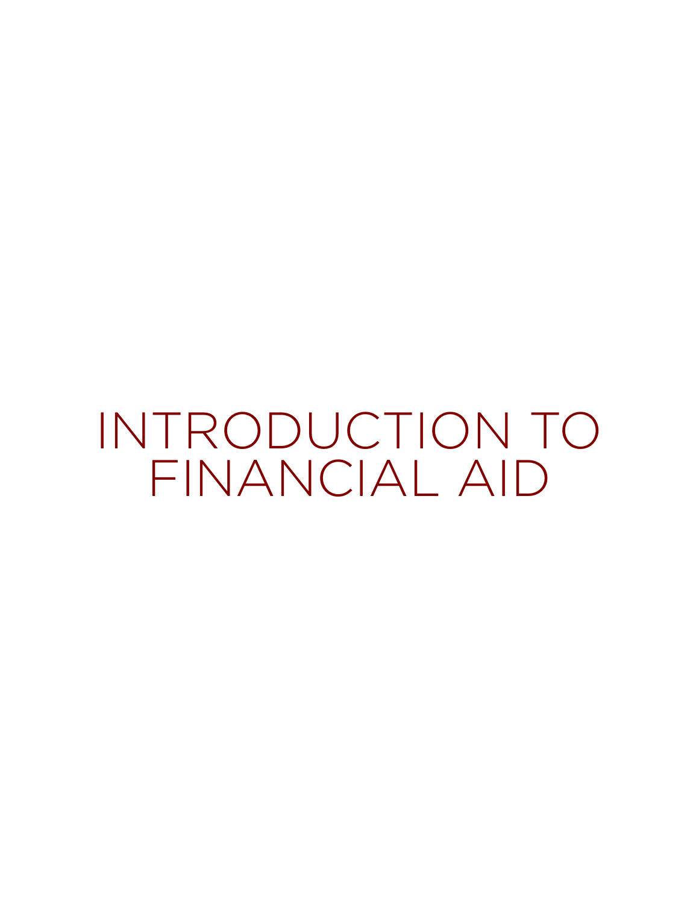# INTRODUCTION TO FINANCIAL AID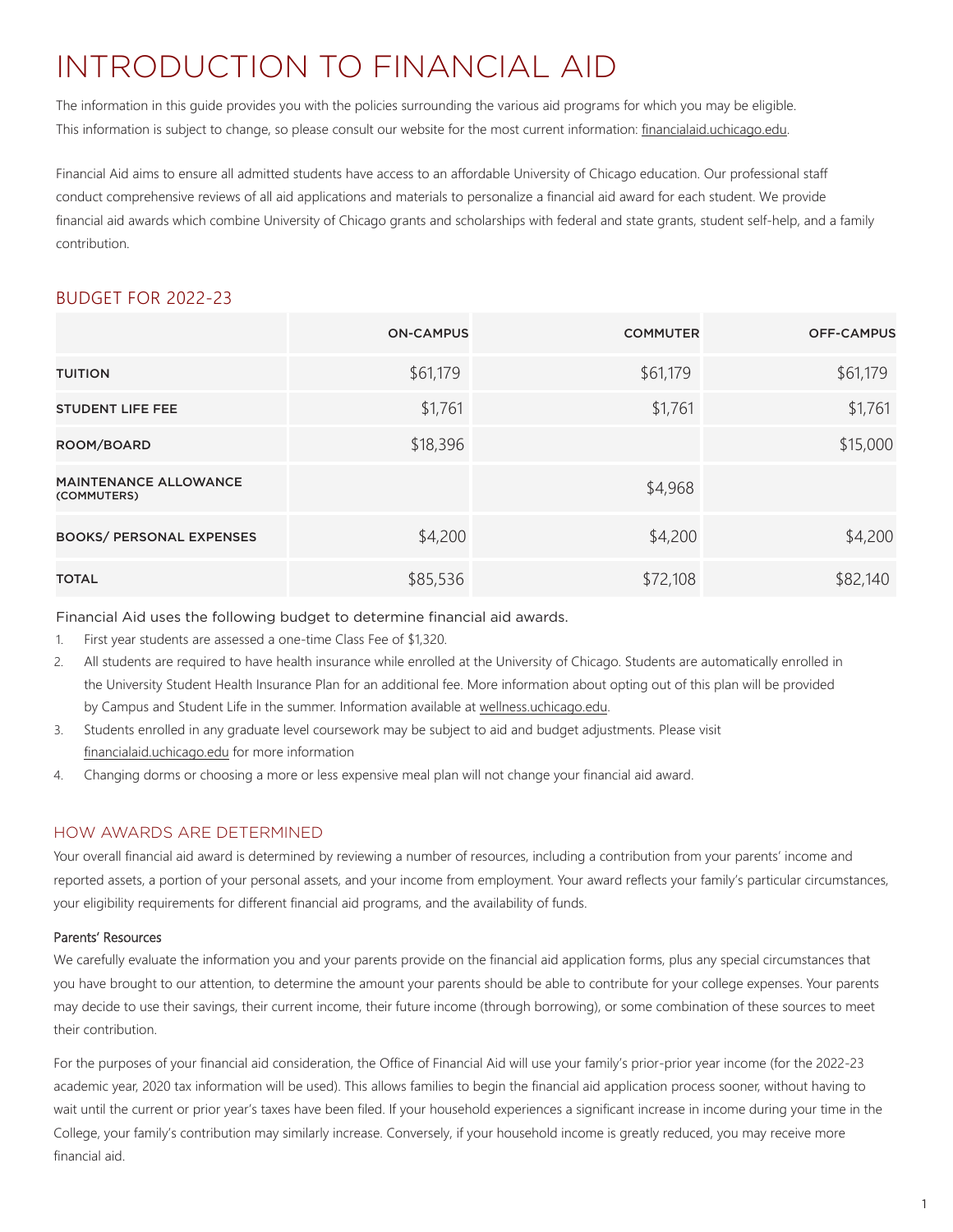# INTRODUCTION TO FINANCIAL AID

The information in this guide provides you with the policies surrounding the various aid programs for which you may be eligible. This information is subject to change, so please consult our website for the most current information: financialaid.uchicago.edu.

Financial Aid aims to ensure all admitted students have access to an affordable University of Chicago education. Our professional staff conduct comprehensive reviews of all aid applications and materials to personalize a financial aid award for each student. We provide financial aid awards which combine University of Chicago grants and scholarships with federal and state grants, student self-help, and a family contribution.

## BUDGET FOR 2022-23

| | ON-CAMPUS | COMMUTER | OFF-CAMPUS |
|---|---|---|---|
| **TUITION** | $61,179 | $61,179 | $61,179 |
| **STUDENT LIFE FEE** | $1,761 | $1,761 | $1,761 |
| **ROOM/BOARD** | $18,396 | | $15,000 |
| **MAINTENANCE ALLOWANCE (COMMUTERS)** | | $4,968 | |
| **BOOKS/ PERSONAL EXPENSES** | $4,200 | $4,200 | $4,200 |
| **TOTAL** | $85,536 | $72,108 | $82,140 |

Financial Aid uses the following budget to determine financial aid awards.

1. First year students are assessed a one-time Class Fee of $1,320.
2. All students are required to have health insurance while enrolled at the University of Chicago. Students are automatically enrolled in the University Student Health Insurance Plan for an additional fee. More information about opting out of this plan will be provided by Campus and Student Life in the summer. Information available at wellness.uchicago.edu.
3. Students enrolled in any graduate level coursework may be subject to aid and budget adjustments. Please visit financialaid.uchicago.edu for more information
4. Changing dorms or choosing a more or less expensive meal plan will not change your financial aid award.

## HOW AWARDS ARE DETERMINED

Your overall financial aid award is determined by reviewing a number of resources, including a contribution from your parents' income and reported assets, a portion of your personal assets, and your income from employment. Your award reflects your family's particular circumstances, your eligibility requirements for different financial aid programs, and the availability of funds.

### Parents' Resources

We carefully evaluate the information you and your parents provide on the financial aid application forms, plus any special circumstances that you have brought to our attention, to determine the amount your parents should be able to contribute for your college expenses. Your parents may decide to use their savings, their current income, their future income (through borrowing), or some combination of these sources to meet their contribution.

For the purposes of your financial aid consideration, the Office of Financial Aid will use your family's prior-prior year income (for the 2022-23 academic year, 2020 tax information will be used). This allows families to begin the financial aid application process sooner, without having to wait until the current or prior year's taxes have been filed. If your household experiences a significant increase in income during your time in the College, your family's contribution may similarly increase. Conversely, if your household income is greatly reduced, you may receive more financial aid.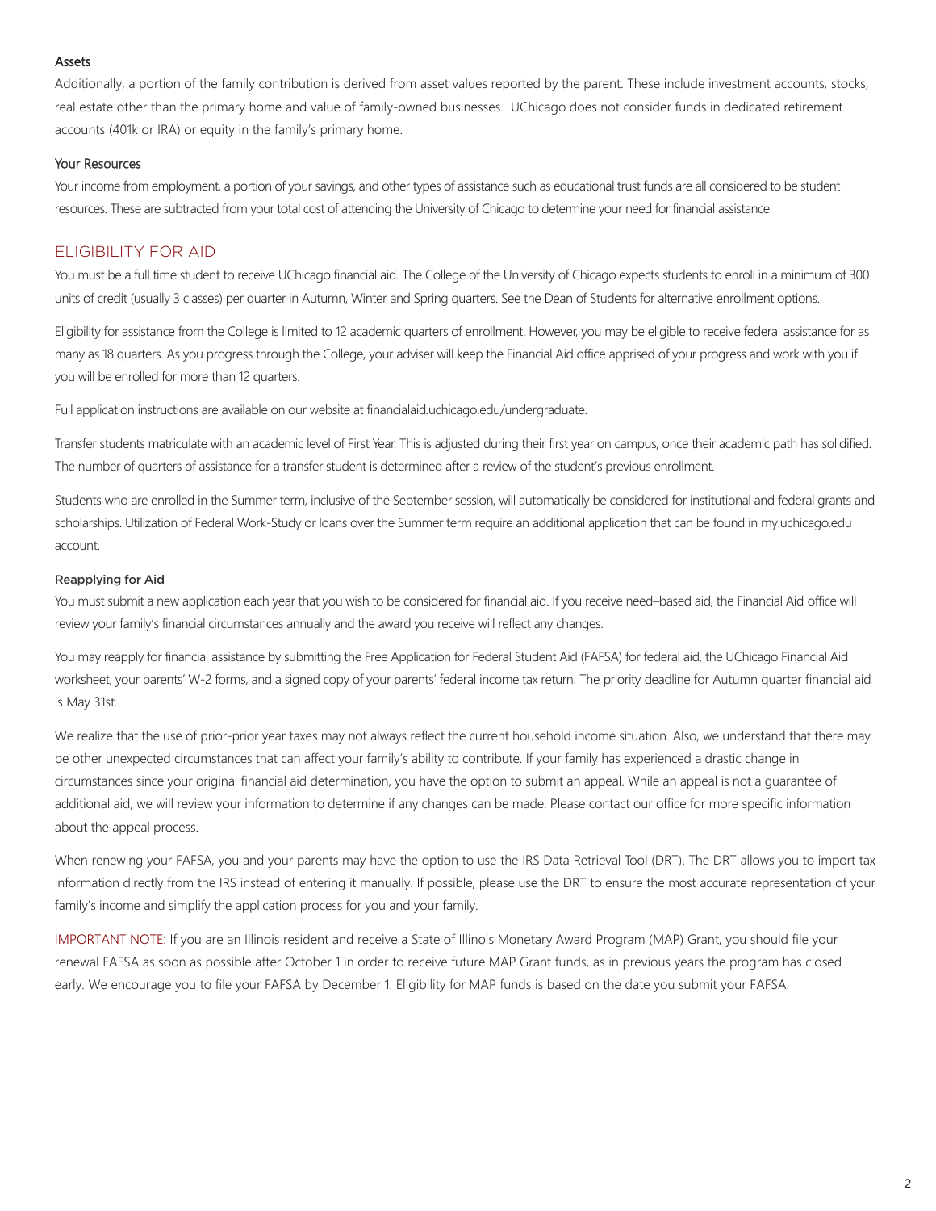### Assets

Additionally, a portion of the family contribution is derived from asset values reported by the parent. These include investment accounts, stocks, real estate other than the primary home and value of family-owned businesses. UChicago does not consider funds in dedicated retirement accounts (401k or IRA) or equity in the family's primary home.

### Your Resources

Your income from employment, a portion of your savings, and other types of assistance such as educational trust funds are all considered to be student resources. These are subtracted from your total cost of attending the University of Chicago to determine your need for financial assistance.

## ELIGIBILITY FOR AID

You must be a full time student to receive UChicago financial aid. The College of the University of Chicago expects students to enroll in a minimum of 300 units of credit (usually 3 classes) per quarter in Autumn, Winter and Spring quarters. See the Dean of Students for alternative enrollment options.

Eligibility for assistance from the College is limited to 12 academic quarters of enrollment. However, you may be eligible to receive federal assistance for as many as 18 quarters. As you progress through the College, your adviser will keep the Financial Aid office apprised of your progress and work with you if you will be enrolled for more than 12 quarters.

Full application instructions are available on our website at financialaid.uchicago.edu/undergraduate.

Transfer students matriculate with an academic level of First Year. This is adjusted during their first year on campus, once their academic path has solidified. The number of quarters of assistance for a transfer student is determined after a review of the student's previous enrollment.

Students who are enrolled in the Summer term, inclusive of the September session, will automatically be considered for institutional and federal grants and scholarships. Utilization of Federal Work-Study or loans over the Summer term require an additional application that can be found in my.uchicago.edu account.

### Reapplying for Aid

You must submit a new application each year that you wish to be considered for financial aid. If you receive need–based aid, the Financial Aid office will review your family's financial circumstances annually and the award you receive will reflect any changes.

You may reapply for financial assistance by submitting the Free Application for Federal Student Aid (FAFSA) for federal aid, the UChicago Financial Aid worksheet, your parents' W-2 forms, and a signed copy of your parents' federal income tax return. The priority deadline for Autumn quarter financial aid is May 31st.

We realize that the use of prior-prior year taxes may not always reflect the current household income situation. Also, we understand that there may be other unexpected circumstances that can affect your family's ability to contribute. If your family has experienced a drastic change in circumstances since your original financial aid determination, you have the option to submit an appeal. While an appeal is not a guarantee of additional aid, we will review your information to determine if any changes can be made. Please contact our office for more specific information about the appeal process.

When renewing your FAFSA, you and your parents may have the option to use the IRS Data Retrieval Tool (DRT). The DRT allows you to import tax information directly from the IRS instead of entering it manually. If possible, please use the DRT to ensure the most accurate representation of your family's income and simplify the application process for you and your family.

IMPORTANT NOTE: If you are an Illinois resident and receive a State of Illinois Monetary Award Program (MAP) Grant, you should file your renewal FAFSA as soon as possible after October 1 in order to receive future MAP Grant funds, as in previous years the program has closed early. We encourage you to file your FAFSA by December 1. Eligibility for MAP funds is based on the date you submit your FAFSA.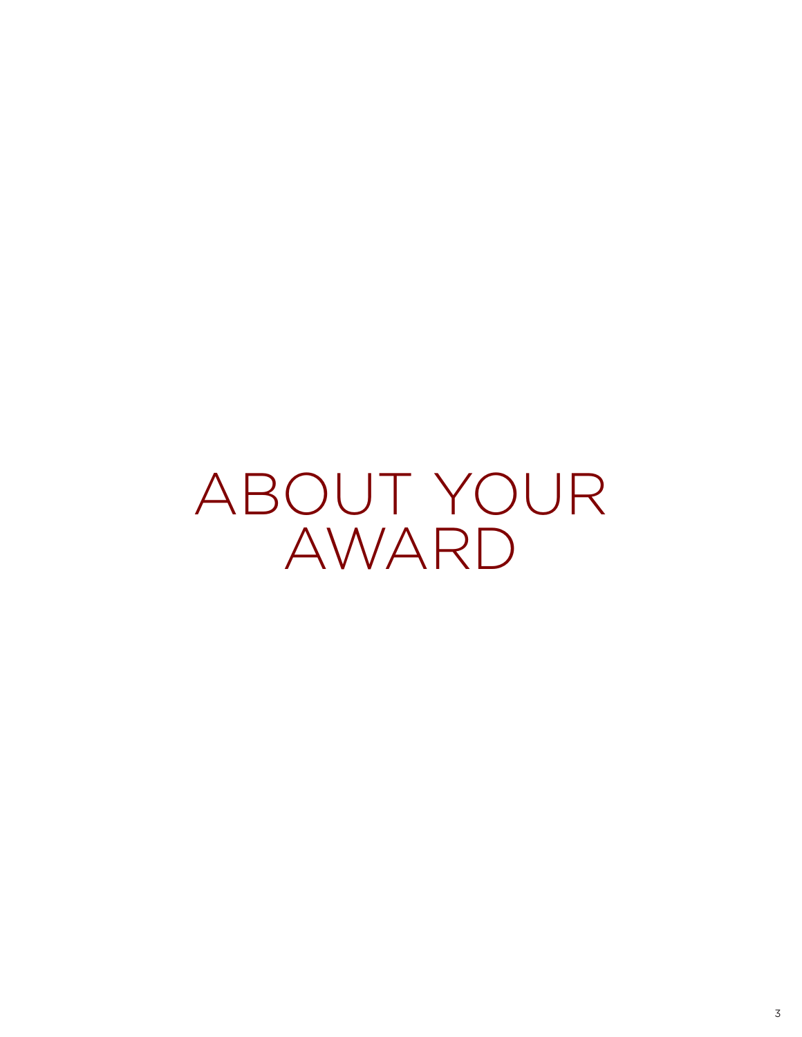# ABOUT YOUR AWARD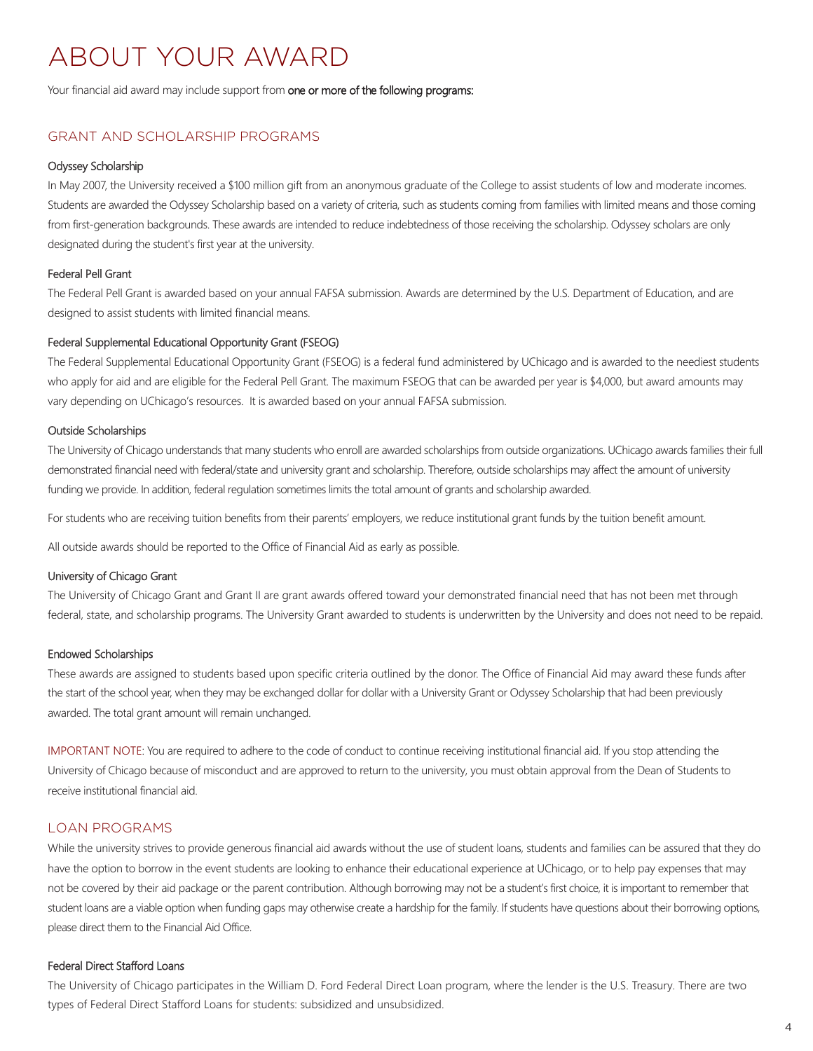# ABOUT YOUR AWARD

Your financial aid award may include support from **one or more of the following programs:**

## GRANT AND SCHOLARSHIP PROGRAMS

### Odyssey Scholarship

In May 2007, the University received a $100 million gift from an anonymous graduate of the College to assist students of low and moderate incomes. Students are awarded the Odyssey Scholarship based on a variety of criteria, such as students coming from families with limited means and those coming from first-generation backgrounds. These awards are intended to reduce indebtedness of those receiving the scholarship. Odyssey scholars are only designated during the student's first year at the university.

### Federal Pell Grant

The Federal Pell Grant is awarded based on your annual FAFSA submission. Awards are determined by the U.S. Department of Education, and are designed to assist students with limited financial means.

### Federal Supplemental Educational Opportunity Grant (FSEOG)

The Federal Supplemental Educational Opportunity Grant (FSEOG) is a federal fund administered by UChicago and is awarded to the neediest students who apply for aid and are eligible for the Federal Pell Grant. The maximum FSEOG that can be awarded per year is $4,000, but award amounts may vary depending on UChicago's resources. It is awarded based on your annual FAFSA submission.

### Outside Scholarships

The University of Chicago understands that many students who enroll are awarded scholarships from outside organizations. UChicago awards families their full demonstrated financial need with federal/state and university grant and scholarship. Therefore, outside scholarships may affect the amount of university funding we provide. In addition, federal regulation sometimes limits the total amount of grants and scholarship awarded.

For students who are receiving tuition benefits from their parents' employers, we reduce institutional grant funds by the tuition benefit amount.

All outside awards should be reported to the Office of Financial Aid as early as possible.

### University of Chicago Grant

The University of Chicago Grant and Grant II are grant awards offered toward your demonstrated financial need that has not been met through federal, state, and scholarship programs. The University Grant awarded to students is underwritten by the University and does not need to be repaid.

### Endowed Scholarships

These awards are assigned to students based upon specific criteria outlined by the donor. The Office of Financial Aid may award these funds after the start of the school year, when they may be exchanged dollar for dollar with a University Grant or Odyssey Scholarship that had been previously awarded. The total grant amount will remain unchanged.

IMPORTANT NOTE: You are required to adhere to the code of conduct to continue receiving institutional financial aid. If you stop attending the University of Chicago because of misconduct and are approved to return to the university, you must obtain approval from the Dean of Students to receive institutional financial aid.

## LOAN PROGRAMS

While the university strives to provide generous financial aid awards without the use of student loans, students and families can be assured that they do have the option to borrow in the event students are looking to enhance their educational experience at UChicago, or to help pay expenses that may not be covered by their aid package or the parent contribution. Although borrowing may not be a student's first choice, it is important to remember that student loans are a viable option when funding gaps may otherwise create a hardship for the family. If students have questions about their borrowing options, please direct them to the Financial Aid Office.

### Federal Direct Stafford Loans

The University of Chicago participates in the William D. Ford Federal Direct Loan program, where the lender is the U.S. Treasury. There are two types of Federal Direct Stafford Loans for students: subsidized and unsubsidized.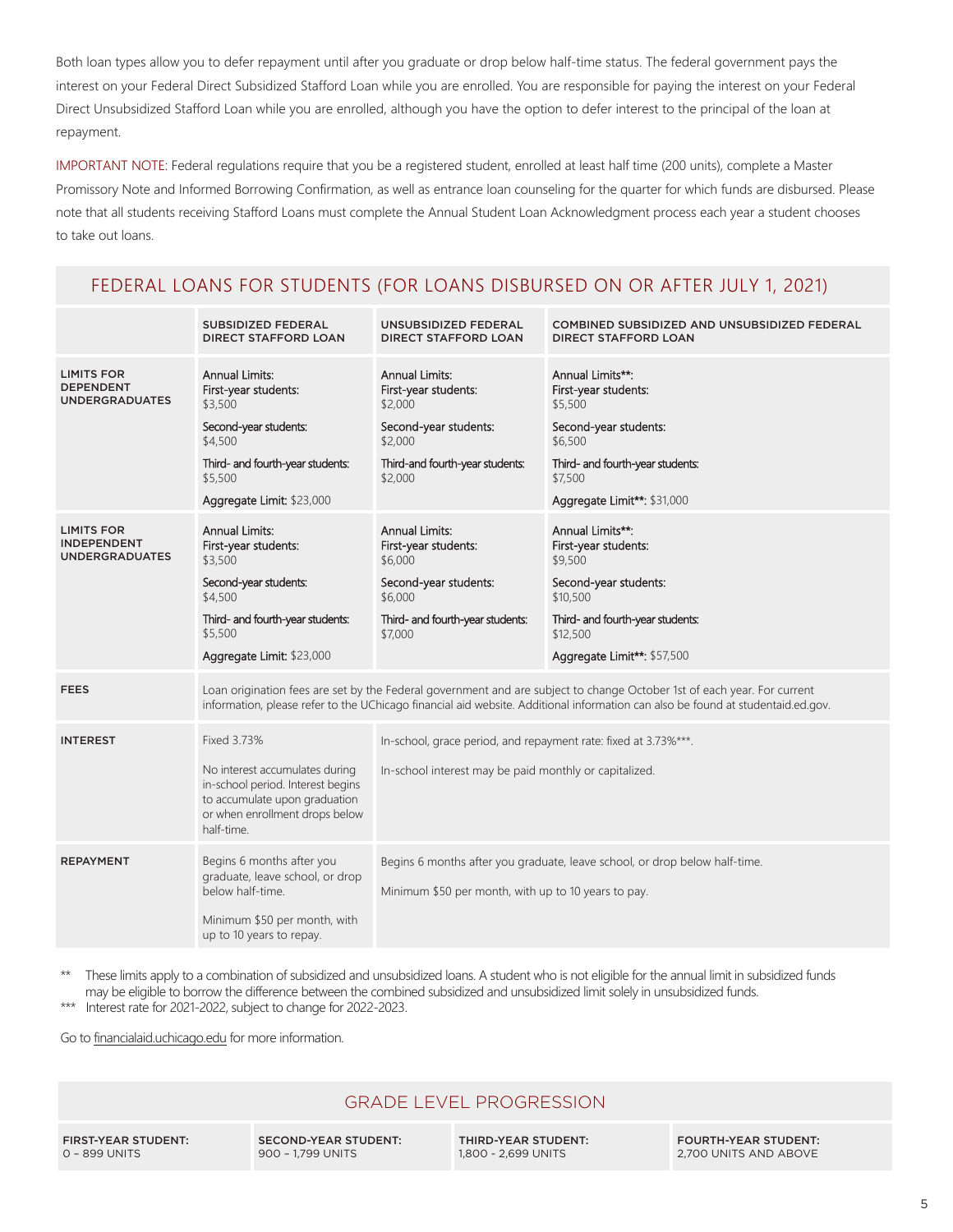Both loan types allow you to defer repayment until after you graduate or drop below half-time status. The federal government pays the interest on your Federal Direct Subsidized Stafford Loan while you are enrolled. You are responsible for paying the interest on your Federal Direct Unsubsidized Stafford Loan while you are enrolled, although you have the option to defer interest to the principal of the loan at repayment.

IMPORTANT NOTE: Federal regulations require that you be a registered student, enrolled at least half time (200 units), complete a Master Promissory Note and Informed Borrowing Confirmation, as well as entrance loan counseling for the quarter for which funds are disbursed. Please note that all students receiving Stafford Loans must complete the Annual Student Loan Acknowledgment process each year a student chooses to take out loans.

## FEDERAL LOANS FOR STUDENTS (FOR LOANS DISBURSED ON OR AFTER JULY 1, 2021)

| | SUBSIDIZED FEDERAL DIRECT STAFFORD LOAN | UNSUBSIDIZED FEDERAL DIRECT STAFFORD LOAN | COMBINED SUBSIDIZED AND UNSUBSIDIZED FEDERAL DIRECT STAFFORD LOAN |
|---|---|---|---|
| **LIMITS FOR DEPENDENT UNDERGRADUATES** | Annual Limits:<br>First-year students: $3,500<br>Second-year students: $4,500<br>Third- and fourth-year students: $5,500<br>Aggregate Limit: $23,000 | Annual Limits:<br>First-year students: $2,000<br>Second-year students: $2,000<br>Third-and fourth-year students: $2,000 | Annual Limits**:<br>First-year students: $5,500<br>Second-year students: $6,500<br>Third- and fourth-year students: $7,500<br>Aggregate Limit**: $31,000 |
| **LIMITS FOR INDEPENDENT UNDERGRADUATES** | Annual Limits:<br>First-year students: $3,500<br>Second-year students: $4,500<br>Third- and fourth-year students: $5,500<br>Aggregate Limit: $23,000 | Annual Limits:<br>First-year students: $6,000<br>Second-year students: $6,000<br>Third- and fourth-year students: $7,000 | Annual Limits**:<br>First-year students: $9,500<br>Second-year students: $10,500<br>Third- and fourth-year students: $12,500<br>Aggregate Limit**: $57,500 |
| **FEES** | Loan origination fees are set by the Federal government and are subject to change October 1st of each year. For current information, please refer to the UChicago financial aid website. Additional information can also be found at studentaid.ed.gov. | | |
| **INTEREST** | Fixed 3.73%<br>No interest accumulates during in-school period. Interest begins to accumulate upon graduation or when enrollment drops below half-time. | In-school, grace period, and repayment rate: fixed at 3.73%***.<br>In-school interest may be paid monthly or capitalized. | |
| **REPAYMENT** | Begins 6 months after you graduate, leave school, or drop below half-time.<br>Minimum $50 per month, with up to 10 years to repay. | Begins 6 months after you graduate, leave school, or drop below half-time.<br>Minimum $50 per month, with up to 10 years to pay. | |

** These limits apply to a combination of subsidized and unsubsidized loans. A student who is not eligible for the annual limit in subsidized funds may be eligible to borrow the difference between the combined subsidized and unsubsidized limit solely in unsubsidized funds.

*** Interest rate for 2021-2022, subject to change for 2022-2023.

Go to financialaid.uchicago.edu for more information.

## GRADE LEVEL PROGRESSION

| FIRST-YEAR STUDENT: | SECOND-YEAR STUDENT: | THIRD-YEAR STUDENT: | FOURTH-YEAR STUDENT: |
|---|---|---|---|
| 0 – 899 UNITS | 900 – 1,799 UNITS | 1,800 - 2,699 UNITS | 2,700 UNITS AND ABOVE |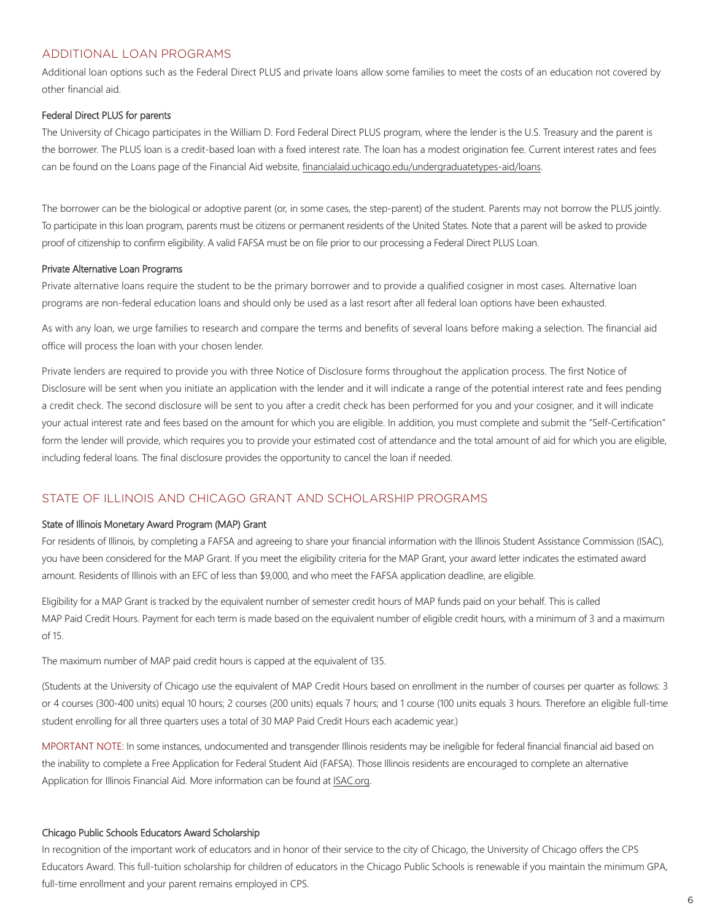## ADDITIONAL LOAN PROGRAMS

Additional loan options such as the Federal Direct PLUS and private loans allow some families to meet the costs of an education not covered by other financial aid.

### Federal Direct PLUS for parents

The University of Chicago participates in the William D. Ford Federal Direct PLUS program, where the lender is the U.S. Treasury and the parent is the borrower. The PLUS loan is a credit-based loan with a fixed interest rate. The loan has a modest origination fee. Current interest rates and fees can be found on the Loans page of the Financial Aid website, financialaid.uchicago.edu/undergraduatetypes-aid/loans.

The borrower can be the biological or adoptive parent (or, in some cases, the step-parent) of the student. Parents may not borrow the PLUS jointly. To participate in this loan program, parents must be citizens or permanent residents of the United States. Note that a parent will be asked to provide proof of citizenship to confirm eligibility. A valid FAFSA must be on file prior to our processing a Federal Direct PLUS Loan.

### Private Alternative Loan Programs

Private alternative loans require the student to be the primary borrower and to provide a qualified cosigner in most cases. Alternative loan programs are non-federal education loans and should only be used as a last resort after all federal loan options have been exhausted.

As with any loan, we urge families to research and compare the terms and benefits of several loans before making a selection. The financial aid office will process the loan with your chosen lender.

Private lenders are required to provide you with three Notice of Disclosure forms throughout the application process. The first Notice of Disclosure will be sent when you initiate an application with the lender and it will indicate a range of the potential interest rate and fees pending a credit check. The second disclosure will be sent to you after a credit check has been performed for you and your cosigner, and it will indicate your actual interest rate and fees based on the amount for which you are eligible. In addition, you must complete and submit the "Self-Certification" form the lender will provide, which requires you to provide your estimated cost of attendance and the total amount of aid for which you are eligible, including federal loans. The final disclosure provides the opportunity to cancel the loan if needed.

## STATE OF ILLINOIS AND CHICAGO GRANT AND SCHOLARSHIP PROGRAMS

### State of Illinois Monetary Award Program (MAP) Grant

For residents of Illinois, by completing a FAFSA and agreeing to share your financial information with the Illinois Student Assistance Commission (ISAC), you have been considered for the MAP Grant. If you meet the eligibility criteria for the MAP Grant, your award letter indicates the estimated award amount. Residents of Illinois with an EFC of less than $9,000, and who meet the FAFSA application deadline, are eligible.

Eligibility for a MAP Grant is tracked by the equivalent number of semester credit hours of MAP funds paid on your behalf. This is called MAP Paid Credit Hours. Payment for each term is made based on the equivalent number of eligible credit hours, with a minimum of 3 and a maximum of 15.

The maximum number of MAP paid credit hours is capped at the equivalent of 135.

(Students at the University of Chicago use the equivalent of MAP Credit Hours based on enrollment in the number of courses per quarter as follows: 3 or 4 courses (300-400 units) equal 10 hours; 2 courses (200 units) equals 7 hours; and 1 course (100 units equals 3 hours. Therefore an eligible full-time student enrolling for all three quarters uses a total of 30 MAP Paid Credit Hours each academic year.)

MPORTANT NOTE: In some instances, undocumented and transgender Illinois residents may be ineligible for federal financial financial aid based on the inability to complete a Free Application for Federal Student Aid (FAFSA). Those Illinois residents are encouraged to complete an alternative Application for Illinois Financial Aid. More information can be found at ISAC.org.

### Chicago Public Schools Educators Award Scholarship

In recognition of the important work of educators and in honor of their service to the city of Chicago, the University of Chicago offers the CPS Educators Award. This full-tuition scholarship for children of educators in the Chicago Public Schools is renewable if you maintain the minimum GPA, full-time enrollment and your parent remains employed in CPS.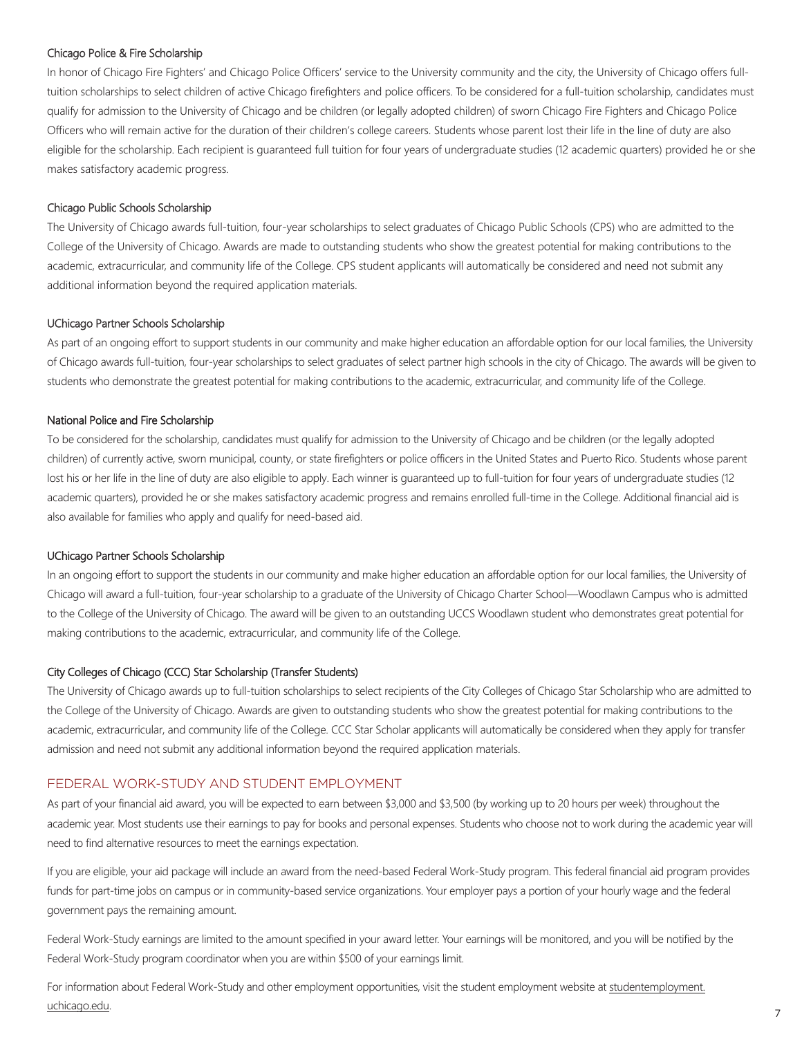### Chicago Police & Fire Scholarship

In honor of Chicago Fire Fighters' and Chicago Police Officers' service to the University community and the city, the University of Chicago offers full-tuition scholarships to select children of active Chicago firefighters and police officers. To be considered for a full-tuition scholarship, candidates must qualify for admission to the University of Chicago and be children (or legally adopted children) of sworn Chicago Fire Fighters and Chicago Police Officers who will remain active for the duration of their children's college careers. Students whose parent lost their life in the line of duty are also eligible for the scholarship. Each recipient is guaranteed full tuition for four years of undergraduate studies (12 academic quarters) provided he or she makes satisfactory academic progress.

### Chicago Public Schools Scholarship

The University of Chicago awards full-tuition, four-year scholarships to select graduates of Chicago Public Schools (CPS) who are admitted to the College of the University of Chicago. Awards are made to outstanding students who show the greatest potential for making contributions to the academic, extracurricular, and community life of the College. CPS student applicants will automatically be considered and need not submit any additional information beyond the required application materials.

### UChicago Partner Schools Scholarship

As part of an ongoing effort to support students in our community and make higher education an affordable option for our local families, the University of Chicago awards full-tuition, four-year scholarships to select graduates of select partner high schools in the city of Chicago. The awards will be given to students who demonstrate the greatest potential for making contributions to the academic, extracurricular, and community life of the College.

### National Police and Fire Scholarship

To be considered for the scholarship, candidates must qualify for admission to the University of Chicago and be children (or the legally adopted children) of currently active, sworn municipal, county, or state firefighters or police officers in the United States and Puerto Rico. Students whose parent lost his or her life in the line of duty are also eligible to apply. Each winner is guaranteed up to full-tuition for four years of undergraduate studies (12 academic quarters), provided he or she makes satisfactory academic progress and remains enrolled full-time in the College. Additional financial aid is also available for families who apply and qualify for need-based aid.

### UChicago Partner Schools Scholarship

In an ongoing effort to support the students in our community and make higher education an affordable option for our local families, the University of Chicago will award a full-tuition, four-year scholarship to a graduate of the University of Chicago Charter School—Woodlawn Campus who is admitted to the College of the University of Chicago. The award will be given to an outstanding UCCS Woodlawn student who demonstrates great potential for making contributions to the academic, extracurricular, and community life of the College.

### City Colleges of Chicago (CCC) Star Scholarship (Transfer Students)

The University of Chicago awards up to full-tuition scholarships to select recipients of the City Colleges of Chicago Star Scholarship who are admitted to the College of the University of Chicago. Awards are given to outstanding students who show the greatest potential for making contributions to the academic, extracurricular, and community life of the College. CCC Star Scholar applicants will automatically be considered when they apply for transfer admission and need not submit any additional information beyond the required application materials.

## FEDERAL WORK-STUDY AND STUDENT EMPLOYMENT

As part of your financial aid award, you will be expected to earn between $3,000 and $3,500 (by working up to 20 hours per week) throughout the academic year. Most students use their earnings to pay for books and personal expenses. Students who choose not to work during the academic year will need to find alternative resources to meet the earnings expectation.

If you are eligible, your aid package will include an award from the need-based Federal Work-Study program. This federal financial aid program provides funds for part-time jobs on campus or in community-based service organizations. Your employer pays a portion of your hourly wage and the federal government pays the remaining amount.

Federal Work-Study earnings are limited to the amount specified in your award letter. Your earnings will be monitored, and you will be notified by the Federal Work-Study program coordinator when you are within $500 of your earnings limit.

For information about Federal Work-Study and other employment opportunities, visit the student employment website at studentemployment.uchicago.edu.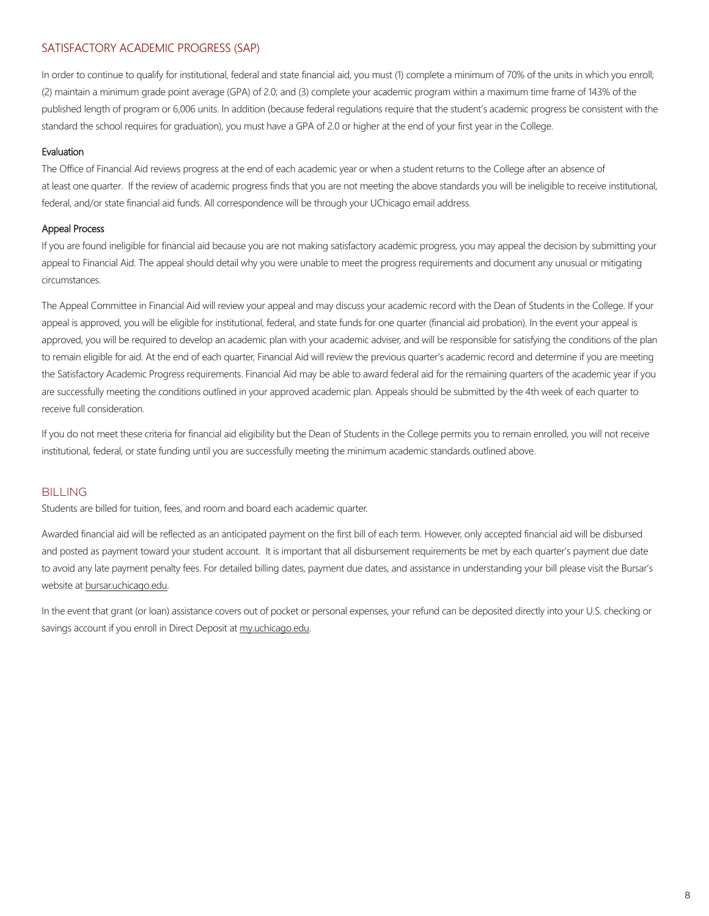## SATISFACTORY ACADEMIC PROGRESS (SAP)

In order to continue to qualify for institutional, federal and state financial aid, you must (1) complete a minimum of 70% of the units in which you enroll; (2) maintain a minimum grade point average (GPA) of 2.0; and (3) complete your academic program within a maximum time frame of 143% of the published length of program or 6,006 units. In addition (because federal regulations require that the student's academic progress be consistent with the standard the school requires for graduation), you must have a GPA of 2.0 or higher at the end of your first year in the College.

### Evaluation

The Office of Financial Aid reviews progress at the end of each academic year or when a student returns to the College after an absence of at least one quarter. If the review of academic progress finds that you are not meeting the above standards you will be ineligible to receive institutional, federal, and/or state financial aid funds. All correspondence will be through your UChicago email address.

### Appeal Process

If you are found ineligible for financial aid because you are not making satisfactory academic progress, you may appeal the decision by submitting your appeal to Financial Aid. The appeal should detail why you were unable to meet the progress requirements and document any unusual or mitigating circumstances.

The Appeal Committee in Financial Aid will review your appeal and may discuss your academic record with the Dean of Students in the College. If your appeal is approved, you will be eligible for institutional, federal, and state funds for one quarter (financial aid probation). In the event your appeal is approved, you will be required to develop an academic plan with your academic adviser, and will be responsible for satisfying the conditions of the plan to remain eligible for aid. At the end of each quarter, Financial Aid will review the previous quarter's academic record and determine if you are meeting the Satisfactory Academic Progress requirements. Financial Aid may be able to award federal aid for the remaining quarters of the academic year if you are successfully meeting the conditions outlined in your approved academic plan. Appeals should be submitted by the 4th week of each quarter to receive full consideration.

If you do not meet these criteria for financial aid eligibility but the Dean of Students in the College permits you to remain enrolled, you will not receive institutional, federal, or state funding until you are successfully meeting the minimum academic standards outlined above.

## BILLING

Students are billed for tuition, fees, and room and board each academic quarter.

Awarded financial aid will be reflected as an anticipated payment on the first bill of each term. However, only accepted financial aid will be disbursed and posted as payment toward your student account. It is important that all disbursement requirements be met by each quarter's payment due date to avoid any late payment penalty fees. For detailed billing dates, payment due dates, and assistance in understanding your bill please visit the Bursar's website at bursar.uchicago.edu.

In the event that grant (or loan) assistance covers out of pocket or personal expenses, your refund can be deposited directly into your U.S. checking or savings account if you enroll in Direct Deposit at my.uchicago.edu.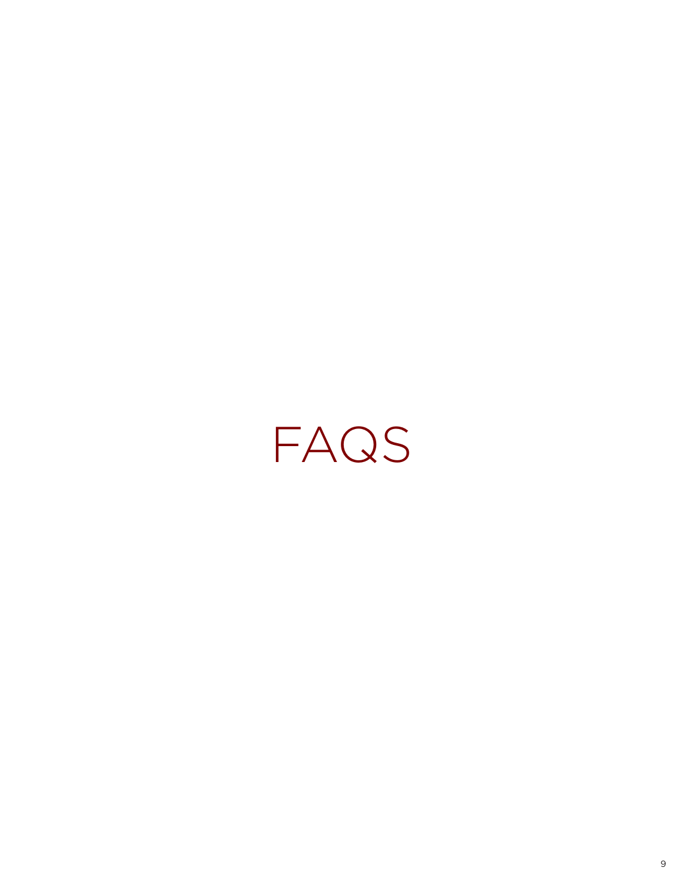# FAQS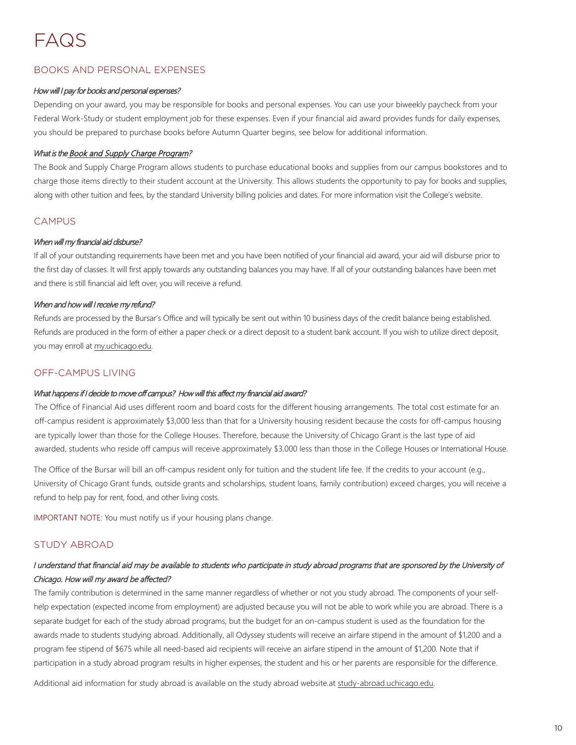# FAQS

## BOOKS AND PERSONAL EXPENSES

*How will I pay for books and personal expenses?*

Depending on your award, you may be responsible for books and personal expenses. You can use your biweekly paycheck from your Federal Work-Study or student employment job for these expenses. Even if your financial aid award provides funds for daily expenses, you should be prepared to purchase books before Autumn Quarter begins, see below for additional information.

*What is the Book and Supply Charge Program?*

The Book and Supply Charge Program allows students to purchase educational books and supplies from our campus bookstores and to charge those items directly to their student account at the University. This allows students the opportunity to pay for books and supplies, along with other tuition and fees, by the standard University billing policies and dates. For more information visit the College's website.

## CAMPUS

*When will my financial aid disburse?*

If all of your outstanding requirements have been met and you have been notified of your financial aid award, your aid will disburse prior to the first day of classes. It will first apply towards any outstanding balances you may have. If all of your outstanding balances have been met and there is still financial aid left over, you will receive a refund.

*When and how will I receive my refund?*

Refunds are processed by the Bursar's Office and will typically be sent out within 10 business days of the credit balance being established. Refunds are produced in the form of either a paper check or a direct deposit to a student bank account. If you wish to utilize direct deposit, you may enroll at my.uchicago.edu.

## OFF-CAMPUS LIVING

*What happens if I decide to move off campus? How will this affect my financial aid award?*

The Office of Financial Aid uses different room and board costs for the different housing arrangements. The total cost estimate for an off-campus resident is approximately $3,000 less than that for a University housing resident because the costs for off-campus housing are typically lower than those for the College Houses. Therefore, because the University of Chicago Grant is the last type of aid awarded, students who reside off campus will receive approximately $3,000 less than those in the College Houses or International House.

The Office of the Bursar will bill an off-campus resident only for tuition and the student life fee. If the credits to your account (e.g., University of Chicago Grant funds, outside grants and scholarships, student loans, family contribution) exceed charges, you will receive a refund to help pay for rent, food, and other living costs.

IMPORTANT NOTE: You must notify us if your housing plans change.

## STUDY ABROAD

*I understand that financial aid may be available to students who participate in study abroad programs that are sponsored by the University of Chicago. How will my award be affected?*

The family contribution is determined in the same manner regardless of whether or not you study abroad. The components of your self-help expectation (expected income from employment) are adjusted because you will not be able to work while you are abroad. There is a separate budget for each of the study abroad programs, but the budget for an on-campus student is used as the foundation for the awards made to students studying abroad. Additionally, all Odyssey students will receive an airfare stipend in the amount of $1,200 and a program fee stipend of $675 while all need-based aid recipients will receive an airfare stipend in the amount of $1,200. Note that if participation in a study abroad program results in higher expenses, the student and his or her parents are responsible for the difference.

Additional aid information for study abroad is available on the study abroad website.at study-abroad.uchicago.edu.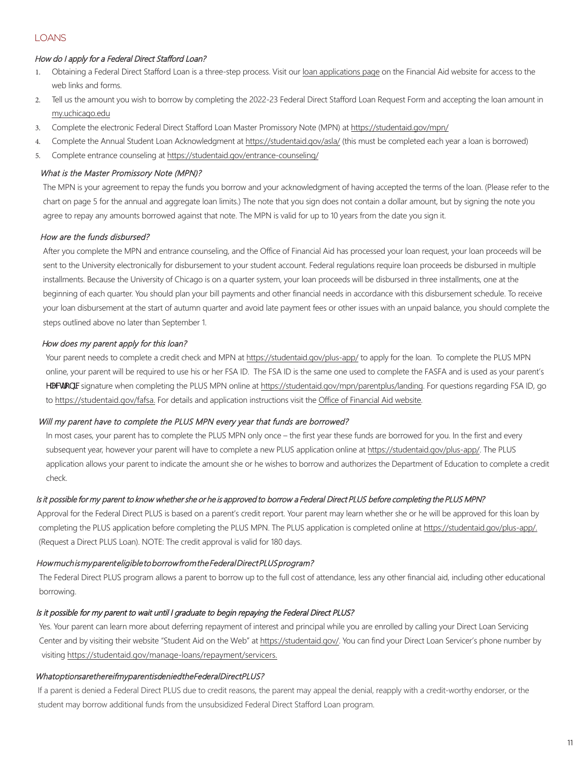## LOANS

### *How do I apply for a Federal Direct Stafford Loan?*

1. Obtaining a Federal Direct Stafford Loan is a three-step process. Visit our loan applications page on the Financial Aid website for access to the web links and forms.
2. Tell us the amount you wish to borrow by completing the 2022-23 Federal Direct Stafford Loan Request Form and accepting the loan amount in my.uchicago.edu
3. Complete the electronic Federal Direct Stafford Loan Master Promissory Note (MPN) at https://studentaid.gov/mpn/
4. Complete the Annual Student Loan Acknowledgment at https://studentaid.gov/asla/ (this must be completed each year a loan is borrowed)
5. Complete entrance counseling at https://studentaid.gov/entrance-counseling/

### *What is the Master Promissory Note (MPN)?*

The MPN is your agreement to repay the funds you borrow and your acknowledgment of having accepted the terms of the loan. (Please refer to the chart on page 5 for the annual and aggregate loan limits.) The note that you sign does not contain a dollar amount, but by signing the note you agree to repay any amounts borrowed against that note. The MPN is valid for up to 10 years from the date you sign it.

### *How are the funds disbursed?*

After you complete the MPN and entrance counseling, and the Office of Financial Aid has processed your loan request, your loan proceeds will be sent to the University electronically for disbursement to your student account. Federal regulations require loan proceeds be disbursed in multiple installments. Because the University of Chicago is on a quarter system, your loan proceeds will be disbursed in three installments, one at the beginning of each quarter. You should plan your bill payments and other financial needs in accordance with this disbursement schedule. To receive your loan disbursement at the start of autumn quarter and avoid late payment fees or other issues with an unpaid balance, you should complete the steps outlined above no later than September 1.

### *How does my parent apply for this loan?*

Your parent needs to complete a credit check and MPN at https://studentaid.gov/plus-app/ to apply for the loan. To complete the PLUS MPN online, your parent will be required to use his or her FSA ID. The FSA ID is the same one used to complete the FASFA and is used as your parent's electronic signature when completing the PLUS MPN online at https://studentaid.gov/mpn/parentplus/landing. For questions regarding FSA ID, go to https://studentaid.gov/fafsa. For details and application instructions visit the Office of Financial Aid website.

### *Will my parent have to complete the PLUS MPN every year that funds are borrowed?*

In most cases, your parent has to complete the PLUS MPN only once – the first year these funds are borrowed for you. In the first and every subsequent year, however your parent will have to complete a new PLUS application online at https://studentaid.gov/plus-app/. The PLUS application allows your parent to indicate the amount she or he wishes to borrow and authorizes the Department of Education to complete a credit check.

### *Is it possible for my parent to know whether she or he is approved to borrow a Federal Direct PLUS before completing the PLUS MPN?*

Approval for the Federal Direct PLUS is based on a parent's credit report. Your parent may learn whether she or he will be approved for this loan by completing the PLUS application before completing the PLUS MPN. The PLUS application is completed online at https://studentaid.gov/plus-app/. (Request a Direct PLUS Loan). NOTE: The credit approval is valid for 180 days.

### *How much is my parent eligible to borrow from the Federal Direct PLUS program?*

The Federal Direct PLUS program allows a parent to borrow up to the full cost of attendance, less any other financial aid, including other educational borrowing.

### *Is it possible for my parent to wait until I graduate to begin repaying the Federal Direct PLUS?*

Yes. Your parent can learn more about deferring repayment of interest and principal while you are enrolled by calling your Direct Loan Servicing Center and by visiting their website "Student Aid on the Web" at https://studentaid.gov/. You can find your Direct Loan Servicer's phone number by visiting https://studentaid.gov/manage-loans/repayment/servicers.

### *What options are there if my parent is denied the Federal Direct PLUS?*

If a parent is denied a Federal Direct PLUS due to credit reasons, the parent may appeal the denial, reapply with a credit-worthy endorser, or the student may borrow additional funds from the unsubsidized Federal Direct Stafford Loan program.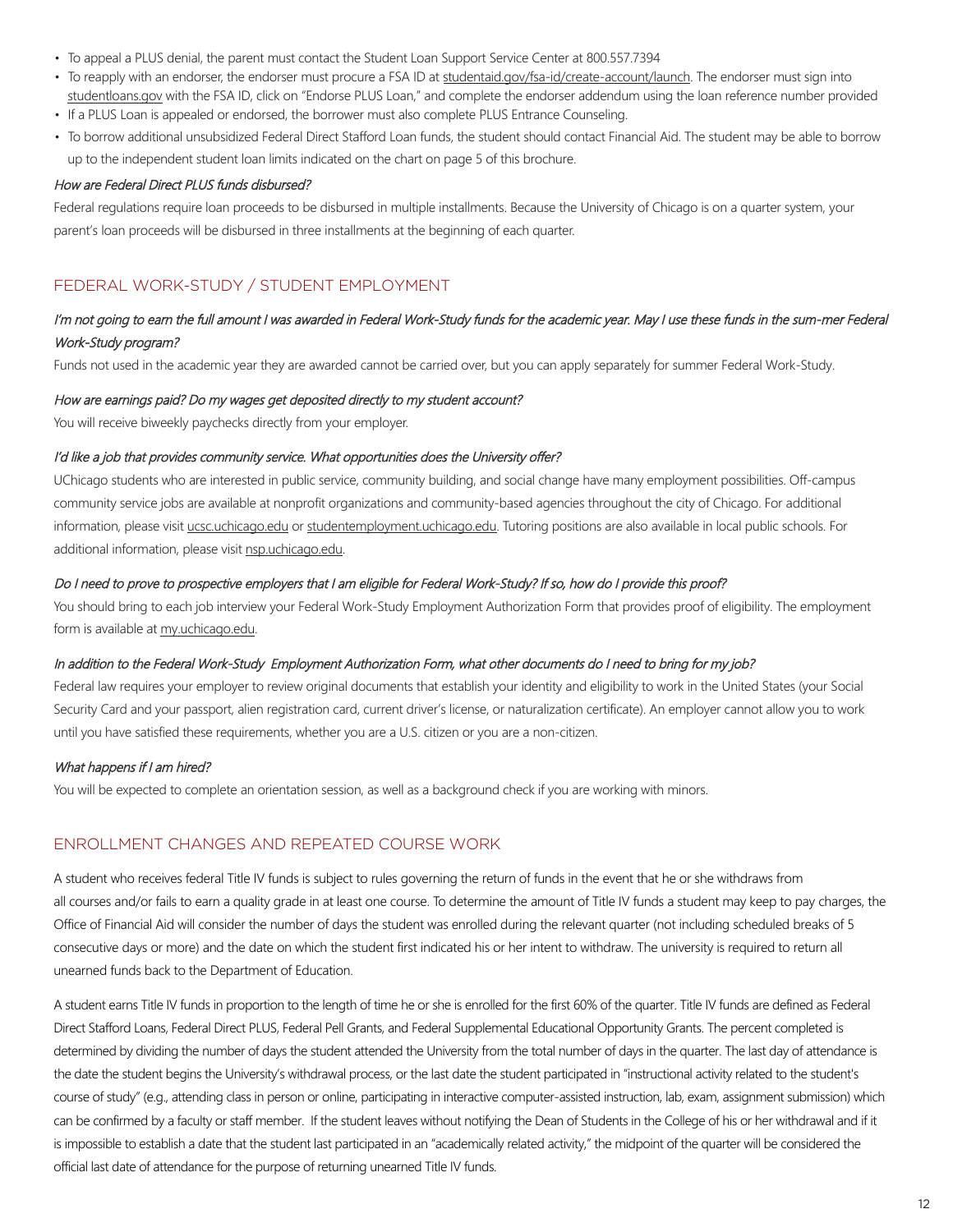- To appeal a PLUS denial, the parent must contact the Student Loan Support Service Center at 800.557.7394
- To reapply with an endorser, the endorser must procure a FSA ID at studentaid.gov/fsa-id/create-account/launch. The endorser must sign into studentloans.gov with the FSA ID, click on "Endorse PLUS Loan," and complete the endorser addendum using the loan reference number provided
- If a PLUS Loan is appealed or endorsed, the borrower must also complete PLUS Entrance Counseling.
- To borrow additional unsubsidized Federal Direct Stafford Loan funds, the student should contact Financial Aid. The student may be able to borrow up to the independent student loan limits indicated on the chart on page 5 of this brochure.

*How are Federal Direct PLUS funds disbursed?*

Federal regulations require loan proceeds to be disbursed in multiple installments. Because the University of Chicago is on a quarter system, your parent's loan proceeds will be disbursed in three installments at the beginning of each quarter.

## FEDERAL WORK-STUDY / STUDENT EMPLOYMENT

*I'm not going to earn the full amount I was awarded in Federal Work-Study funds for the academic year. May I use these funds in the sum-mer Federal Work-Study program?*

Funds not used in the academic year they are awarded cannot be carried over, but you can apply separately for summer Federal Work-Study.

*How are earnings paid? Do my wages get deposited directly to my student account?*

You will receive biweekly paychecks directly from your employer.

*I'd like a job that provides community service. What opportunities does the University offer?*

UChicago students who are interested in public service, community building, and social change have many employment possibilities. Off-campus community service jobs are available at nonprofit organizations and community-based agencies throughout the city of Chicago. For additional information, please visit ucsc.uchicago.edu or studentemployment.uchicago.edu. Tutoring positions are also available in local public schools. For additional information, please visit nsp.uchicago.edu.

*Do I need to prove to prospective employers that I am eligible for Federal Work-Study? If so, how do I provide this proof?*

You should bring to each job interview your Federal Work-Study Employment Authorization Form that provides proof of eligibility. The employment form is available at my.uchicago.edu.

*In addition to the Federal Work-Study Employment Authorization Form, what other documents do I need to bring for my job?*

Federal law requires your employer to review original documents that establish your identity and eligibility to work in the United States (your Social Security Card and your passport, alien registration card, current driver's license, or naturalization certificate). An employer cannot allow you to work until you have satisfied these requirements, whether you are a U.S. citizen or you are a non-citizen.

*What happens if I am hired?*

You will be expected to complete an orientation session, as well as a background check if you are working with minors.

## ENROLLMENT CHANGES AND REPEATED COURSE WORK

A student who receives federal Title IV funds is subject to rules governing the return of funds in the event that he or she withdraws from all courses and/or fails to earn a quality grade in at least one course. To determine the amount of Title IV funds a student may keep to pay charges, the Office of Financial Aid will consider the number of days the student was enrolled during the relevant quarter (not including scheduled breaks of 5 consecutive days or more) and the date on which the student first indicated his or her intent to withdraw. The university is required to return all unearned funds back to the Department of Education.

A student earns Title IV funds in proportion to the length of time he or she is enrolled for the first 60% of the quarter. Title IV funds are defined as Federal Direct Stafford Loans, Federal Direct PLUS, Federal Pell Grants, and Federal Supplemental Educational Opportunity Grants. The percent completed is determined by dividing the number of days the student attended the University from the total number of days in the quarter. The last day of attendance is the date the student begins the University's withdrawal process, or the last date the student participated in "instructional activity related to the student's course of study" (e.g., attending class in person or online, participating in interactive computer-assisted instruction, lab, exam, assignment submission) which can be confirmed by a faculty or staff member. If the student leaves without notifying the Dean of Students in the College of his or her withdrawal and if it is impossible to establish a date that the student last participated in an "academically related activity," the midpoint of the quarter will be considered the official last date of attendance for the purpose of returning unearned Title IV funds.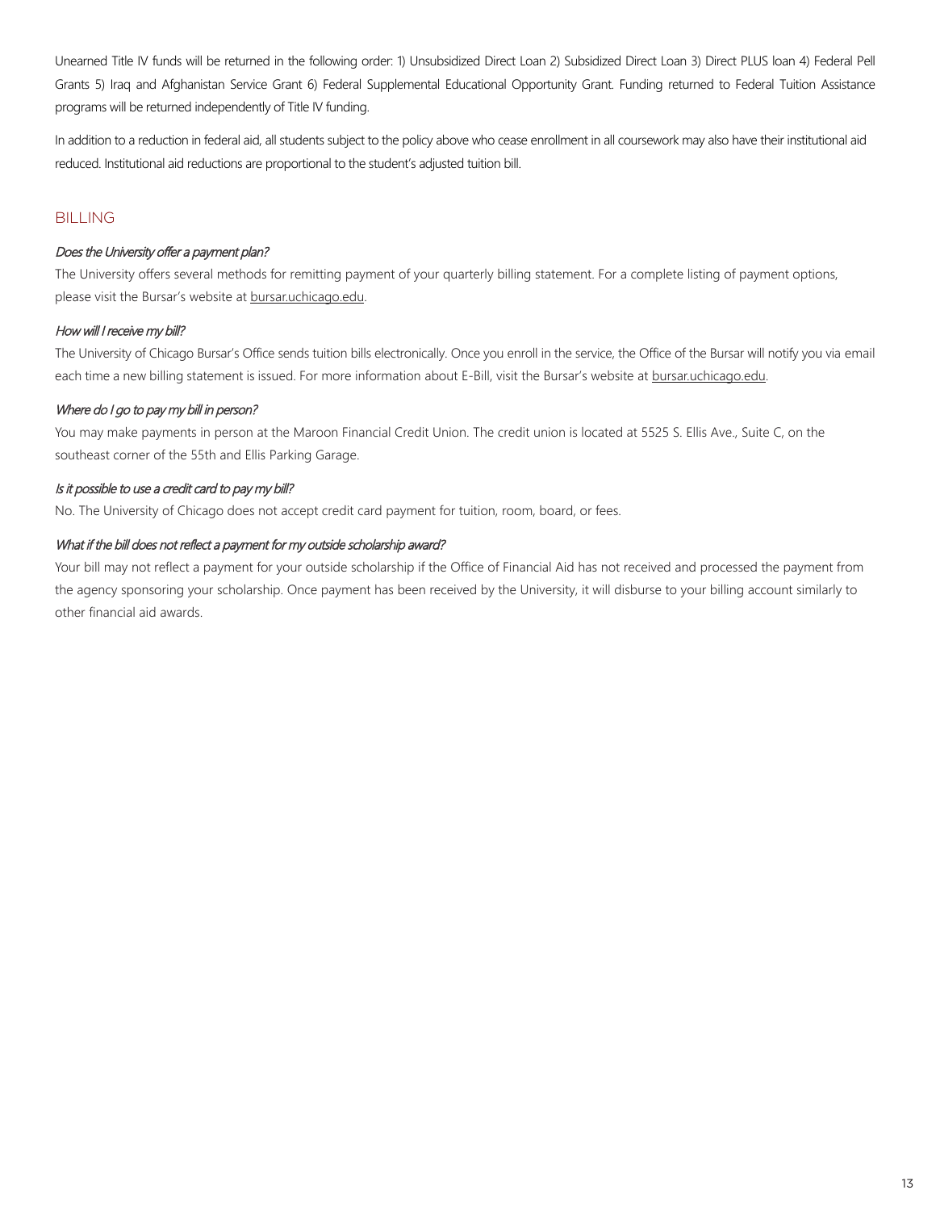Unearned Title IV funds will be returned in the following order: 1) Unsubsidized Direct Loan 2) Subsidized Direct Loan 3) Direct PLUS loan 4) Federal Pell Grants 5) Iraq and Afghanistan Service Grant 6) Federal Supplemental Educational Opportunity Grant. Funding returned to Federal Tuition Assistance programs will be returned independently of Title IV funding.

In addition to a reduction in federal aid, all students subject to the policy above who cease enrollment in all coursework may also have their institutional aid reduced. Institutional aid reductions are proportional to the student's adjusted tuition bill.

## BILLING

*Does the University offer a payment plan?*

The University offers several methods for remitting payment of your quarterly billing statement. For a complete listing of payment options, please visit the Bursar's website at bursar.uchicago.edu.

*How will I receive my bill?*

The University of Chicago Bursar's Office sends tuition bills electronically. Once you enroll in the service, the Office of the Bursar will notify you via email each time a new billing statement is issued. For more information about E-Bill, visit the Bursar's website at bursar.uchicago.edu.

*Where do I go to pay my bill in person?*

You may make payments in person at the Maroon Financial Credit Union. The credit union is located at 5525 S. Ellis Ave., Suite C, on the southeast corner of the 55th and Ellis Parking Garage.

*Is it possible to use a credit card to pay my bill?*

No. The University of Chicago does not accept credit card payment for tuition, room, board, or fees.

*What if the bill does not reflect a payment for my outside scholarship award?*

Your bill may not reflect a payment for your outside scholarship if the Office of Financial Aid has not received and processed the payment from the agency sponsoring your scholarship. Once payment has been received by the University, it will disburse to your billing account similarly to other financial aid awards.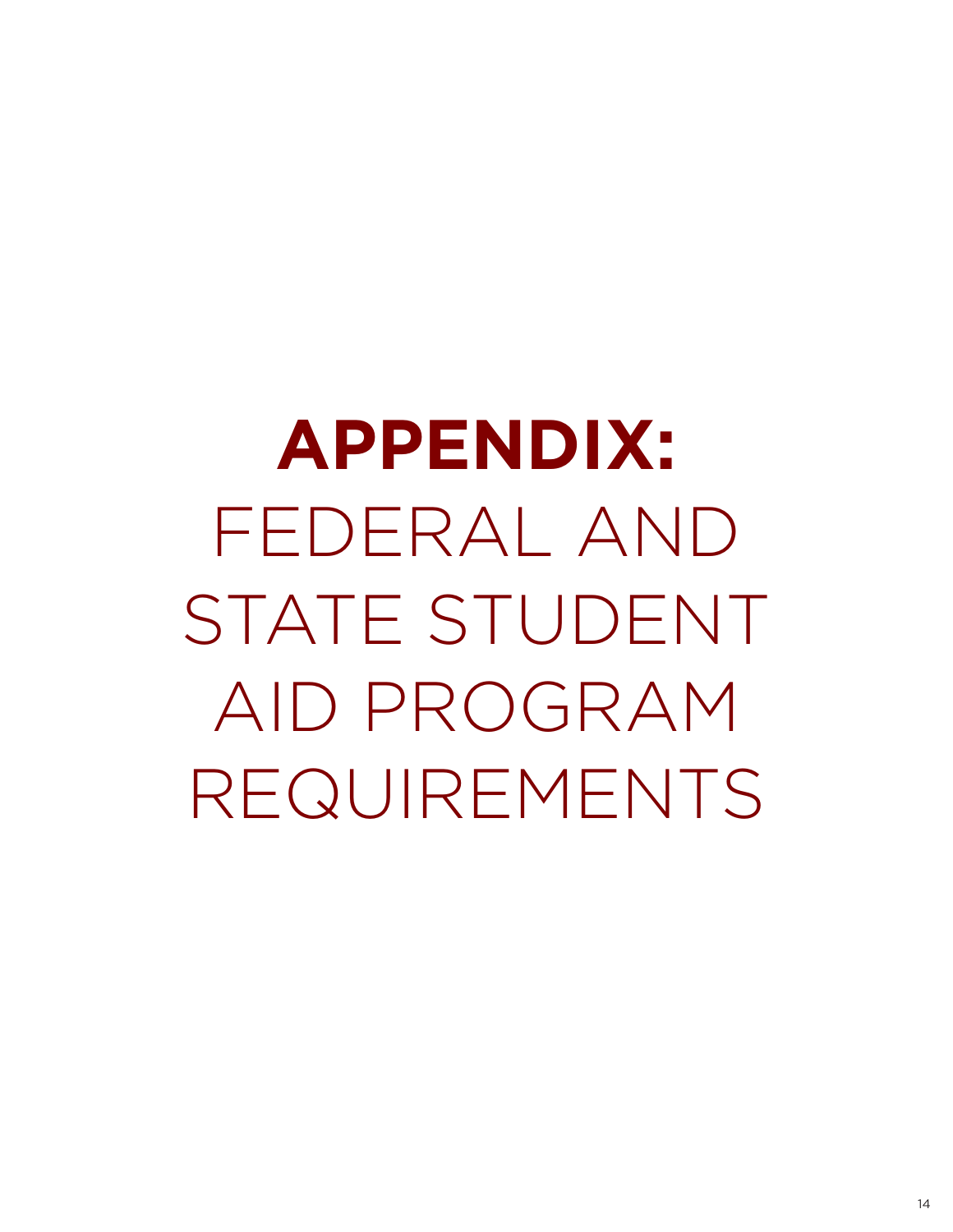# **APPENDIX:** FEDERAL AND STATE STUDENT AID PROGRAM REQUIREMENTS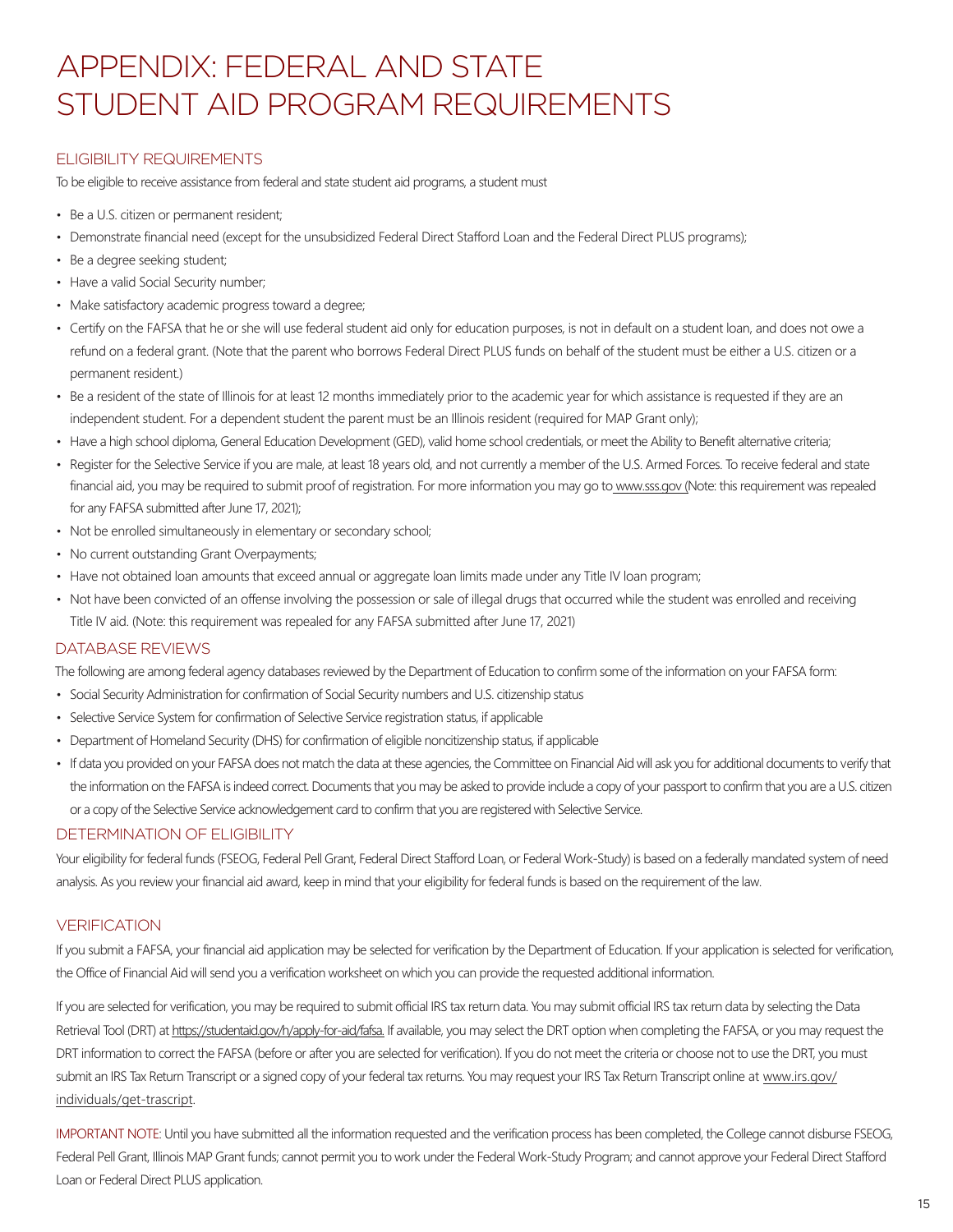# APPENDIX: FEDERAL AND STATE STUDENT AID PROGRAM REQUIREMENTS

## ELIGIBILITY REQUIREMENTS

To be eligible to receive assistance from federal and state student aid programs, a student must

- Be a U.S. citizen or permanent resident;
- Demonstrate financial need (except for the unsubsidized Federal Direct Stafford Loan and the Federal Direct PLUS programs);
- Be a degree seeking student;
- Have a valid Social Security number;
- Make satisfactory academic progress toward a degree;
- Certify on the FAFSA that he or she will use federal student aid only for education purposes, is not in default on a student loan, and does not owe a refund on a federal grant. (Note that the parent who borrows Federal Direct PLUS funds on behalf of the student must be either a U.S. citizen or a permanent resident.)
- Be a resident of the state of Illinois for at least 12 months immediately prior to the academic year for which assistance is requested if they are an independent student. For a dependent student the parent must be an Illinois resident (required for MAP Grant only);
- Have a high school diploma, General Education Development (GED), valid home school credentials, or meet the Ability to Benefit alternative criteria;
- Register for the Selective Service if you are male, at least 18 years old, and not currently a member of the U.S. Armed Forces. To receive federal and state financial aid, you may be required to submit proof of registration. For more information you may go to www.sss.gov (Note: this requirement was repealed for any FAFSA submitted after June 17, 2021);
- Not be enrolled simultaneously in elementary or secondary school;
- No current outstanding Grant Overpayments;
- Have not obtained loan amounts that exceed annual or aggregate loan limits made under any Title IV loan program;
- Not have been convicted of an offense involving the possession or sale of illegal drugs that occurred while the student was enrolled and receiving Title IV aid. (Note: this requirement was repealed for any FAFSA submitted after June 17, 2021)

## DATABASE REVIEWS

The following are among federal agency databases reviewed by the Department of Education to confirm some of the information on your FAFSA form:

- Social Security Administration for confirmation of Social Security numbers and U.S. citizenship status
- Selective Service System for confirmation of Selective Service registration status, if applicable
- Department of Homeland Security (DHS) for confirmation of eligible noncitizenship status, if applicable
- If data you provided on your FAFSA does not match the data at these agencies, the Committee on Financial Aid will ask you for additional documents to verify that the information on the FAFSA is indeed correct. Documents that you may be asked to provide include a copy of your passport to confirm that you are a U.S. citizen or a copy of the Selective Service acknowledgement card to confirm that you are registered with Selective Service.

## DETERMINATION OF ELIGIBILITY

Your eligibility for federal funds (FSEOG, Federal Pell Grant, Federal Direct Stafford Loan, or Federal Work-Study) is based on a federally mandated system of need analysis. As you review your financial aid award, keep in mind that your eligibility for federal funds is based on the requirement of the law.

## VERIFICATION

If you submit a FAFSA, your financial aid application may be selected for verification by the Department of Education. If your application is selected for verification, the Office of Financial Aid will send you a verification worksheet on which you can provide the requested additional information.

If you are selected for verification, you may be required to submit official IRS tax return data. You may submit official IRS tax return data by selecting the Data Retrieval Tool (DRT) at https://studentaid.gov/h/apply-for-aid/fafsa. If available, you may select the DRT option when completing the FAFSA, or you may request the DRT information to correct the FAFSA (before or after you are selected for verification). If you do not meet the criteria or choose not to use the DRT, you must submit an IRS Tax Return Transcript or a signed copy of your federal tax returns. You may request your IRS Tax Return Transcript online at www.irs.gov/individuals/get-trascript.

IMPORTANT NOTE: Until you have submitted all the information requested and the verification process has been completed, the College cannot disburse FSEOG, Federal Pell Grant, Illinois MAP Grant funds; cannot permit you to work under the Federal Work-Study Program; and cannot approve your Federal Direct Stafford Loan or Federal Direct PLUS application.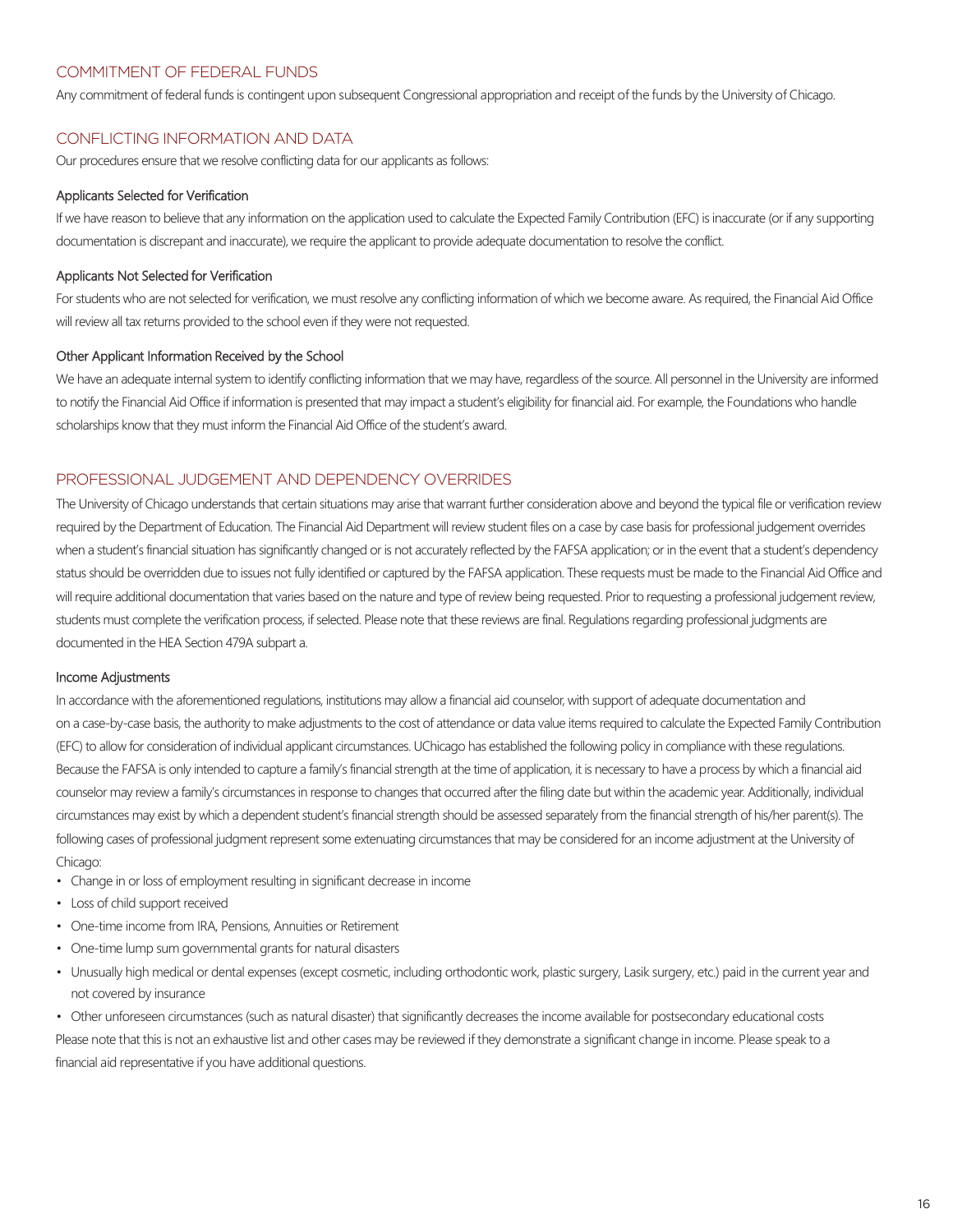## COMMITMENT OF FEDERAL FUNDS

Any commitment of federal funds is contingent upon subsequent Congressional appropriation and receipt of the funds by the University of Chicago.

## CONFLICTING INFORMATION AND DATA

Our procedures ensure that we resolve conflicting data for our applicants as follows:

### Applicants Selected for Verification

If we have reason to believe that any information on the application used to calculate the Expected Family Contribution (EFC) is inaccurate (or if any supporting documentation is discrepant and inaccurate), we require the applicant to provide adequate documentation to resolve the conflict.

### Applicants Not Selected for Verification

For students who are not selected for verification, we must resolve any conflicting information of which we become aware. As required, the Financial Aid Office will review all tax returns provided to the school even if they were not requested.

### Other Applicant Information Received by the School

We have an adequate internal system to identify conflicting information that we may have, regardless of the source. All personnel in the University are informed to notify the Financial Aid Office if information is presented that may impact a student's eligibility for financial aid. For example, the Foundations who handle scholarships know that they must inform the Financial Aid Office of the student's award.

## PROFESSIONAL JUDGEMENT AND DEPENDENCY OVERRIDES

The University of Chicago understands that certain situations may arise that warrant further consideration above and beyond the typical file or verification review required by the Department of Education. The Financial Aid Department will review student files on a case by case basis for professional judgement overrides when a student's financial situation has significantly changed or is not accurately reflected by the FAFSA application; or in the event that a student's dependency status should be overridden due to issues not fully identified or captured by the FAFSA application. These requests must be made to the Financial Aid Office and will require additional documentation that varies based on the nature and type of review being requested. Prior to requesting a professional judgement review, students must complete the verification process, if selected. Please note that these reviews are final. Regulations regarding professional judgments are documented in the HEA Section 479A subpart a.

### Income Adjustments

In accordance with the aforementioned regulations, institutions may allow a financial aid counselor, with support of adequate documentation and on a case-by-case basis, the authority to make adjustments to the cost of attendance or data value items required to calculate the Expected Family Contribution (EFC) to allow for consideration of individual applicant circumstances. UChicago has established the following policy in compliance with these regulations. Because the FAFSA is only intended to capture a family's financial strength at the time of application, it is necessary to have a process by which a financial aid counselor may review a family's circumstances in response to changes that occurred after the filing date but within the academic year. Additionally, individual circumstances may exist by which a dependent student's financial strength should be assessed separately from the financial strength of his/her parent(s). The following cases of professional judgment represent some extenuating circumstances that may be considered for an income adjustment at the University of Chicago:

- Change in or loss of employment resulting in significant decrease in income
- Loss of child support received
- One-time income from IRA, Pensions, Annuities or Retirement
- One-time lump sum governmental grants for natural disasters
- Unusually high medical or dental expenses (except cosmetic, including orthodontic work, plastic surgery, Lasik surgery, etc.) paid in the current year and not covered by insurance
- Other unforeseen circumstances (such as natural disaster) that significantly decreases the income available for postsecondary educational costs

Please note that this is not an exhaustive list and other cases may be reviewed if they demonstrate a significant change in income. Please speak to a financial aid representative if you have additional questions.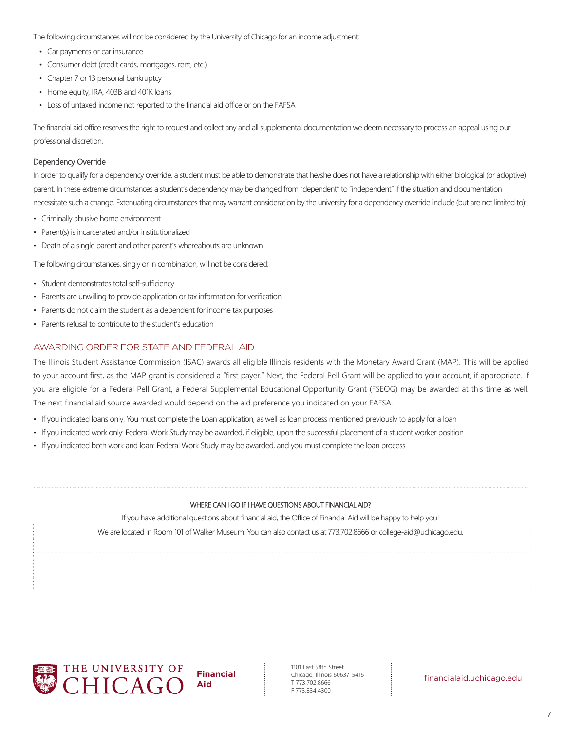The following circumstances will not be considered by the University of Chicago for an income adjustment:

- Car payments or car insurance
- Consumer debt (credit cards, mortgages, rent, etc.)
- Chapter 7 or 13 personal bankruptcy
- Home equity, IRA, 403B and 401K loans
- Loss of untaxed income not reported to the financial aid office or on the FAFSA

The financial aid office reserves the right to request and collect any and all supplemental documentation we deem necessary to process an appeal using our professional discretion.

### Dependency Override

In order to qualify for a dependency override, a student must be able to demonstrate that he/she does not have a relationship with either biological (or adoptive) parent. In these extreme circumstances a student's dependency may be changed from "dependent" to "independent" if the situation and documentation necessitate such a change. Extenuating circumstances that may warrant consideration by the university for a dependency override include (but are not limited to):

- Criminally abusive home environment
- Parent(s) is incarcerated and/or institutionalized
- Death of a single parent and other parent's whereabouts are unknown

The following circumstances, singly or in combination, will not be considered:

- Student demonstrates total self-sufficiency
- Parents are unwilling to provide application or tax information for verification
- Parents do not claim the student as a dependent for income tax purposes
- Parents refusal to contribute to the student's education

## AWARDING ORDER FOR STATE AND FEDERAL AID

The Illinois Student Assistance Commission (ISAC) awards all eligible Illinois residents with the Monetary Award Grant (MAP). This will be applied to your account first, as the MAP grant is considered a "first payer." Next, the Federal Pell Grant will be applied to your account, if appropriate. If you are eligible for a Federal Pell Grant, a Federal Supplemental Educational Opportunity Grant (FSEOG) may be awarded at this time as well. The next financial aid source awarded would depend on the aid preference you indicated on your FAFSA.

- If you indicated loans only: You must complete the Loan application, as well as loan process mentioned previously to apply for a loan
- If you indicated work only: Federal Work Study may be awarded, if eligible, upon the successful placement of a student worker position
- If you indicated both work and loan: Federal Work Study may be awarded, and you must complete the loan process

**WHERE CAN I GO IF I HAVE QUESTIONS ABOUT FINANCIAL AID?**

If you have additional questions about financial aid, the Office of Financial Aid will be happy to help you!

We are located in Room 101 of Walker Museum. You can also contact us at 773.702.8666 or college-aid@uchicago.edu.

THE UNIVERSITY OF CHICAGO | Financial Aid

1101 East 58th Street
Chicago, Illinois 60637-5416
T 773.702.8666
F 773.834.4300

financialaid.uchicago.edu